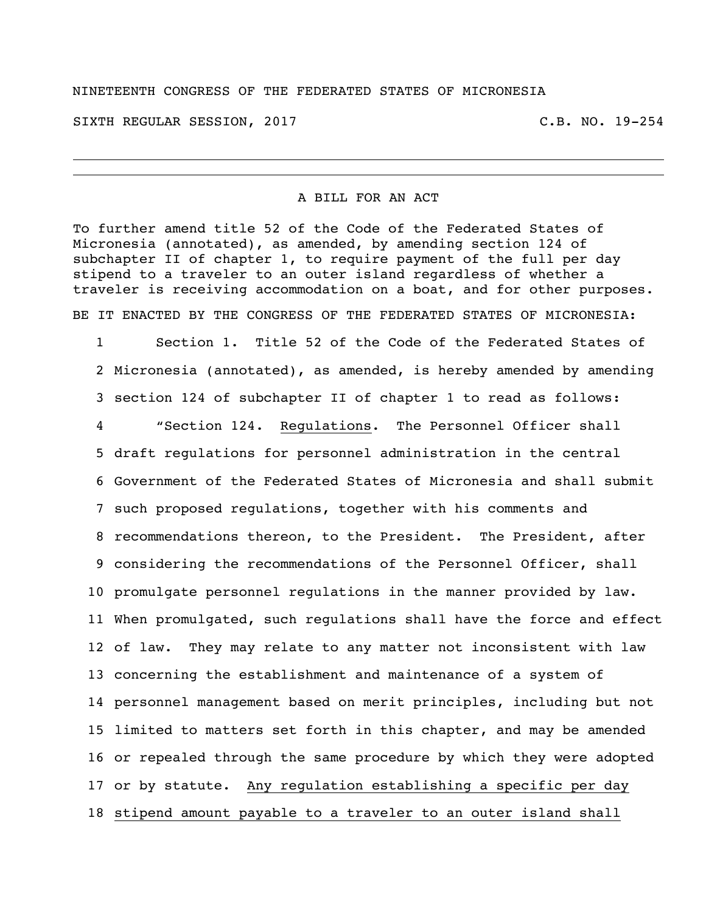NINETEENTH CONGRESS OF THE FEDERATED STATES OF MICRONESIA

SIXTH REGULAR SESSION, 2017 C.B. NO. 19-254

---

A BILL FOR AN ACT

To further amend title 52 of the Code of the Federated States of Micronesia (annotated), as amended, by amending section 124 of subchapter II of chapter 1, to require payment of the full per day stipend to a traveler to an outer island regardless of whether a traveler is receiving accommodation on a boat, and for other purposes.

BE IT ENACTED BY THE CONGRESS OF THE FEDERATED STATES OF MICRONESIA:

1 Section 1. Title 52 of the Code of the Federated States of
2 Micronesia (annotated), as amended, is hereby amended by amending
3 section 124 of subchapter II of chapter 1 to read as follows:
4 "Section 124. <u>Regulations</u>. The Personnel Officer shall
5 draft regulations for personnel administration in the central
6 Government of the Federated States of Micronesia and shall submit
7 such proposed regulations, together with his comments and
8 recommendations thereon, to the President. The President, after
9 considering the recommendations of the Personnel Officer, shall
10 promulgate personnel regulations in the manner provided by law.
11 When promulgated, such regulations shall have the force and effect
12 of law. They may relate to any matter not inconsistent with law
13 concerning the establishment and maintenance of a system of
14 personnel management based on merit principles, including but not
15 limited to matters set forth in this chapter, and may be amended
16 or repealed through the same procedure by which they were adopted
17 or by statute. <u>Any regulation establishing a specific per day</u>
18 <u>stipend amount payable to a traveler to an outer island shall</u>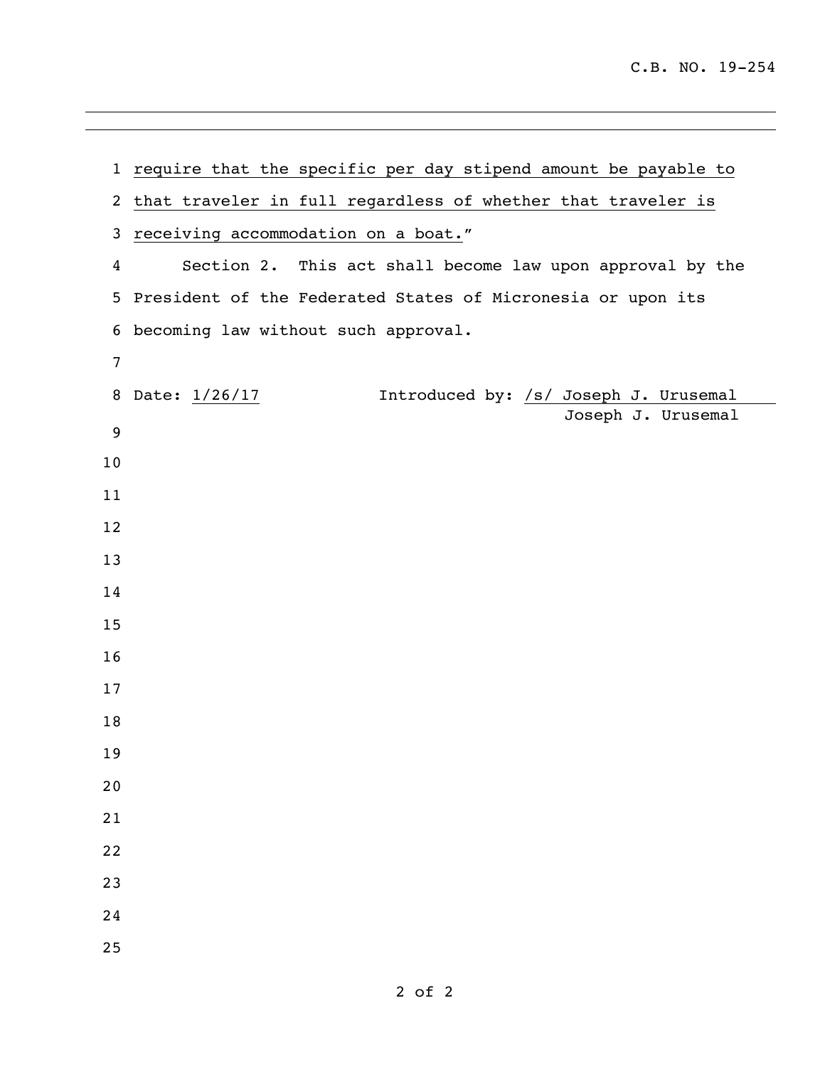<u>require that the specific per day stipend amount be payable to that traveler in full regardless of whether that traveler is receiving accommodation on a boat.</u>"

Section 2. This act shall become law upon approval by the President of the Federated States of Micronesia or upon its becoming law without such approval.

Date: <u>1/26/17</u>

Introduced by: /s/ Joseph J. Urusemal
Joseph J. Urusemal